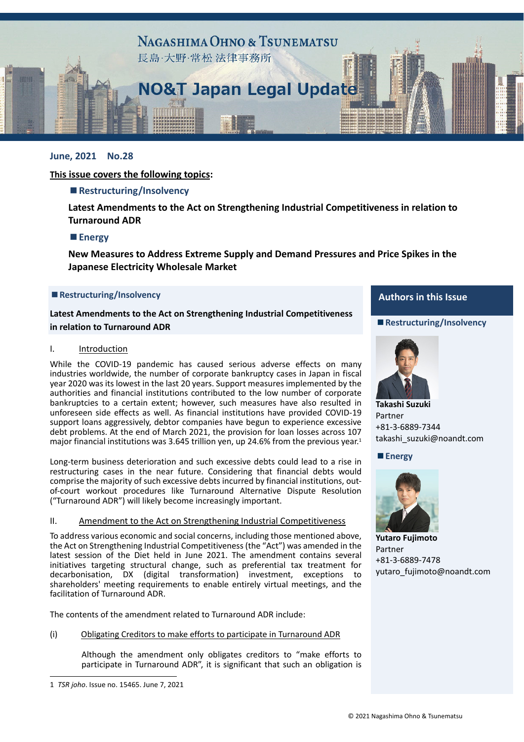# NAGASHIMA OHNO & TSUNEMATSU

長島·大野·常松 法律事務所

# NO&T Japan Legal Update

**June, 2021 No.28**

**This issue covers the following topics:**

■ **Restructuring/Insolvency**

**Latest Amendments to the Act on Strengthening Industrial Competitiveness in relation to Turnaround ADR**

■ **Energy**

**New Measures to Address Extreme Supply and Demand Pressures and Price Spikes in the Japanese Electricity Wholesale Market**

## ■ Restructuring/Insolvency

### Latest Amendments to the Act on Strengthening Industrial Competitiveness in relation to Turnaround ADR

I. Introduction

While the COVID-19 pandemic has caused serious adverse effects on many industries worldwide, the number of corporate bankruptcy cases in Japan in fiscal year 2020 was its lowest in the last 20 years. Support measures implemented by the authorities and financial institutions contributed to the low number of corporate bankruptcies to a certain extent; however, such measures have also resulted in unforeseen side effects as well. As financial institutions have provided COVID-19 support loans aggressively, debtor companies have begun to experience excessive debt problems. At the end of March 2021, the provision for loan losses across 107 major financial institutions was 3.645 trillion yen, up 24.6% from the previous year.[1]

Long-term business deterioration and such excessive debts could lead to a rise in restructuring cases in the near future. Considering that financial debts would comprise the majority of such excessive debts incurred by financial institutions, out-of-court workout procedures like Turnaround Alternative Dispute Resolution ("Turnaround ADR") will likely become increasingly important.

II. Amendment to the Act on Strengthening Industrial Competitiveness

To address various economic and social concerns, including those mentioned above, the Act on Strengthening Industrial Competitiveness (the "Act") was amended in the latest session of the Diet held in June 2021. The amendment contains several initiatives targeting structural change, such as preferential tax treatment for decarbonisation, DX (digital transformation) investment, exceptions to shareholders' meeting requirements to enable entirely virtual meetings, and the facilitation of Turnaround ADR.

The contents of the amendment related to Turnaround ADR include:

(i) Obligating Creditors to make efforts to participate in Turnaround ADR

Although the amendment only obligates creditors to "make efforts to participate in Turnaround ADR", it is significant that such an obligation is

---

**Authors in this Issue**

■ **Restructuring/Insolvency**

**Takashi Suzuki**
Partner
+81-3-6889-7344
takashi_suzuki@noandt.com

■ **Energy**

**Yutaro Fujimoto**
Partner
+81-3-6889-7478
yutaro_fujimoto@noandt.com

---

1 *TSR joho*. Issue no. 15465. June 7, 2021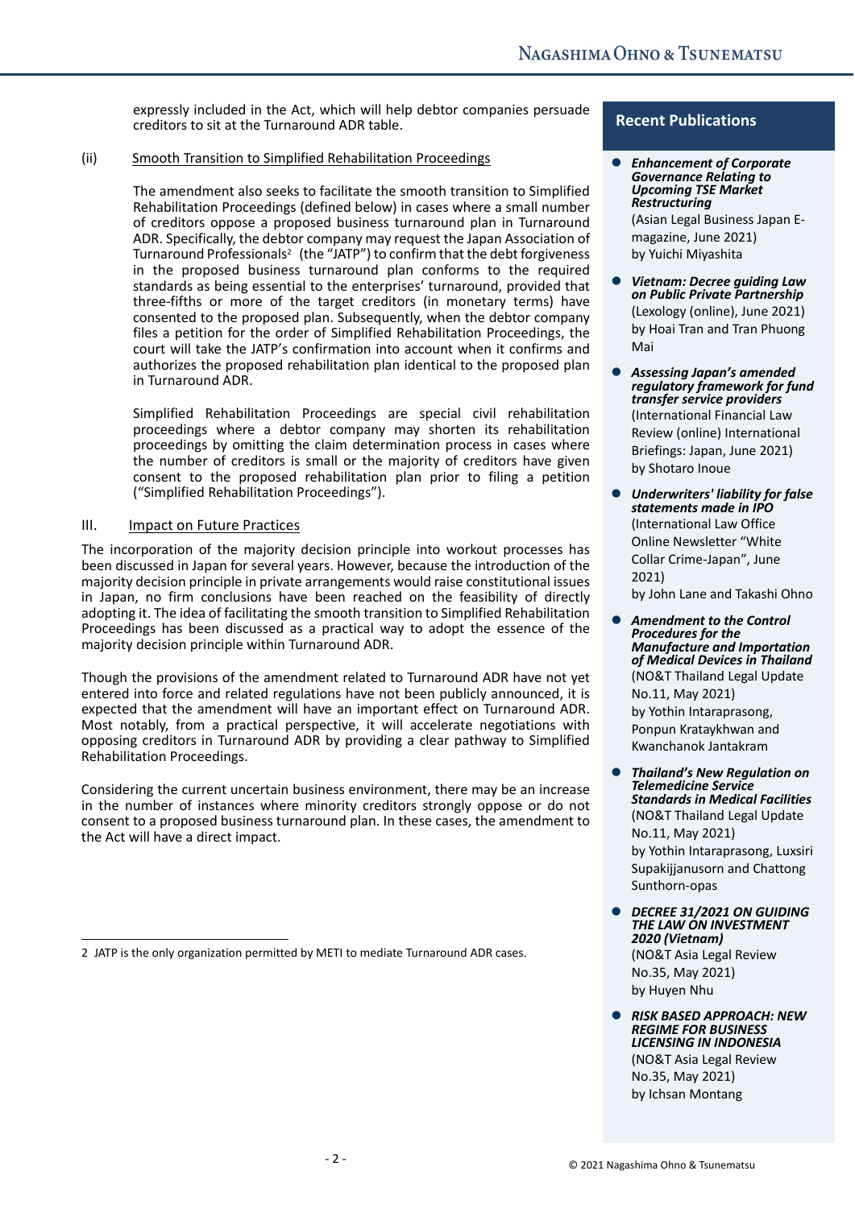expressly included in the Act, which will help debtor companies persuade creditors to sit at the Turnaround ADR table.

(ii) Smooth Transition to Simplified Rehabilitation Proceedings

The amendment also seeks to facilitate the smooth transition to Simplified Rehabilitation Proceedings (defined below) in cases where a small number of creditors oppose a proposed business turnaround plan in Turnaround ADR. Specifically, the debtor company may request the Japan Association of Turnaround Professionals[2] (the "JATP") to confirm that the debt forgiveness in the proposed business turnaround plan conforms to the required standards as being essential to the enterprises' turnaround, provided that three-fifths or more of the target creditors (in monetary terms) have consented to the proposed plan. Subsequently, when the debtor company files a petition for the order of Simplified Rehabilitation Proceedings, the court will take the JATP's confirmation into account when it confirms and authorizes the proposed rehabilitation plan identical to the proposed plan in Turnaround ADR.

Simplified Rehabilitation Proceedings are special civil rehabilitation proceedings where a debtor company may shorten its rehabilitation proceedings by omitting the claim determination process in cases where the number of creditors is small or the majority of creditors have given consent to the proposed rehabilitation plan prior to filing a petition ("Simplified Rehabilitation Proceedings").

III. Impact on Future Practices

The incorporation of the majority decision principle into workout processes has been discussed in Japan for several years. However, because the introduction of the majority decision principle in private arrangements would raise constitutional issues in Japan, no firm conclusions have been reached on the feasibility of directly adopting it. The idea of facilitating the smooth transition to Simplified Rehabilitation Proceedings has been discussed as a practical way to adopt the essence of the majority decision principle within Turnaround ADR.

Though the provisions of the amendment related to Turnaround ADR have not yet entered into force and related regulations have not been publicly announced, it is expected that the amendment will have an important effect on Turnaround ADR. Most notably, from a practical perspective, it will accelerate negotiations with opposing creditors in Turnaround ADR by providing a clear pathway to Simplified Rehabilitation Proceedings.

Considering the current uncertain business environment, there may be an increase in the number of instances where minority creditors strongly oppose or do not consent to a proposed business turnaround plan. In these cases, the amendment to the Act will have a direct impact.

---

2 JATP is the only organization permitted by METI to mediate Turnaround ADR cases.

## Recent Publications

- ***Enhancement of Corporate Governance Relating to Upcoming TSE Market Restructuring***
  (Asian Legal Business Japan E-magazine, June 2021)
  by Yuichi Miyashita

- ***Vietnam: Decree guiding Law on Public Private Partnership***
  (Lexology (online), June 2021)
  by Hoai Tran and Tran Phuong Mai

- ***Assessing Japan's amended regulatory framework for fund transfer service providers***
  (International Financial Law Review (online) International Briefings: Japan, June 2021)
  by Shotaro Inoue

- ***Underwriters' liability for false statements made in IPO***
  (International Law Office Online Newsletter "White Collar Crime-Japan", June 2021)
  by John Lane and Takashi Ohno

- ***Amendment to the Control Procedures for the Manufacture and Importation of Medical Devices in Thailand***
  (NO&T Thailand Legal Update No.11, May 2021)
  by Yothin Intaraprasong, Ponpun Krataykhwan and Kwanchanok Jantakram

- ***Thailand's New Regulation on Telemedicine Service Standards in Medical Facilities***
  (NO&T Thailand Legal Update No.11, May 2021)
  by Yothin Intaraprasong, Luxsiri Supakijjanusorn and Chattong Sunthorn-opas

- ***DECREE 31/2021 ON GUIDING THE LAW ON INVESTMENT 2020 (Vietnam)***
  (NO&T Asia Legal Review No.35, May 2021)
  by Huyen Nhu

- ***RISK BASED APPROACH: NEW REGIME FOR BUSINESS LICENSING IN INDONESIA***
  (NO&T Asia Legal Review No.35, May 2021)
  by Ichsan Montang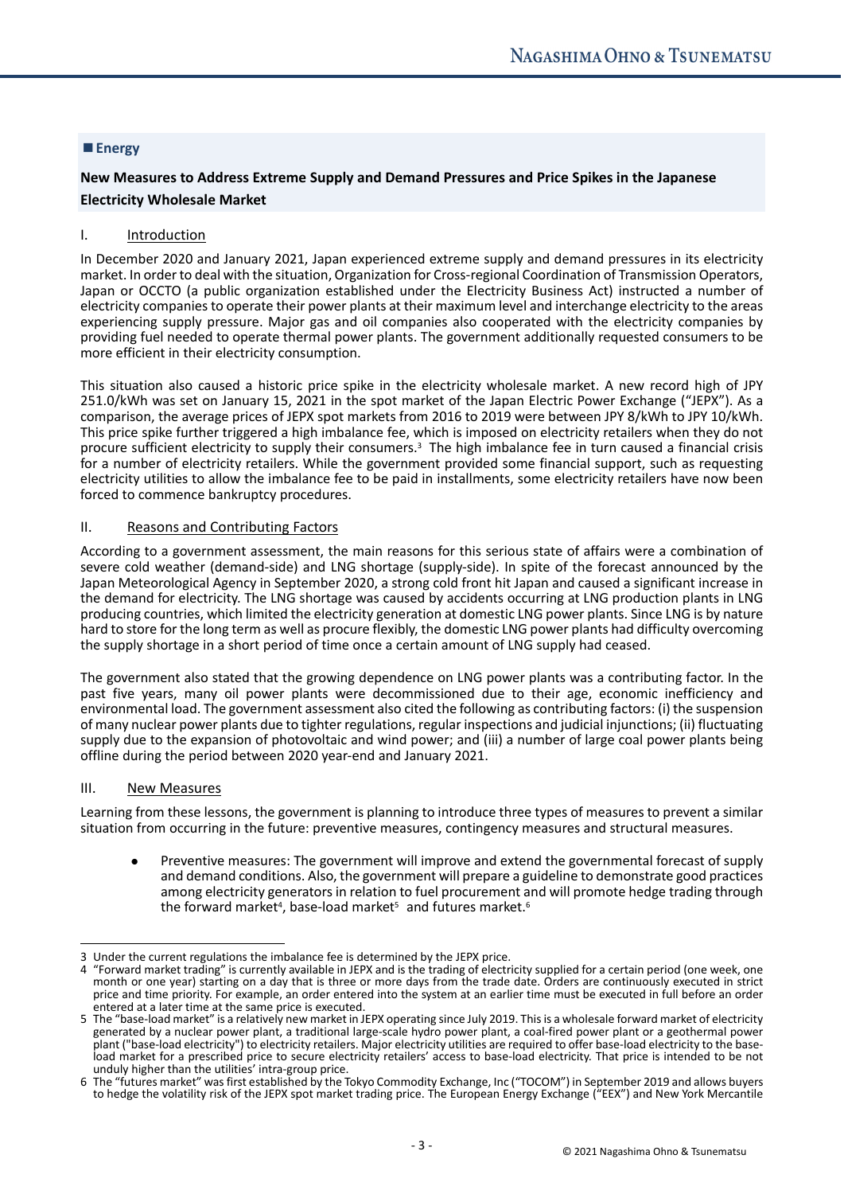## ■ Energy

### New Measures to Address Extreme Supply and Demand Pressures and Price Spikes in the Japanese Electricity Wholesale Market

#### I. Introduction

In December 2020 and January 2021, Japan experienced extreme supply and demand pressures in its electricity market. In order to deal with the situation, Organization for Cross-regional Coordination of Transmission Operators, Japan or OCCTO (a public organization established under the Electricity Business Act) instructed a number of electricity companies to operate their power plants at their maximum level and interchange electricity to the areas experiencing supply pressure. Major gas and oil companies also cooperated with the electricity companies by providing fuel needed to operate thermal power plants. The government additionally requested consumers to be more efficient in their electricity consumption.

This situation also caused a historic price spike in the electricity wholesale market. A new record high of JPY 251.0/kWh was set on January 15, 2021 in the spot market of the Japan Electric Power Exchange ("JEPX"). As a comparison, the average prices of JEPX spot markets from 2016 to 2019 were between JPY 8/kWh to JPY 10/kWh. This price spike further triggered a high imbalance fee, which is imposed on electricity retailers when they do not procure sufficient electricity to supply their consumers.[3] The high imbalance fee in turn caused a financial crisis for a number of electricity retailers. While the government provided some financial support, such as requesting electricity utilities to allow the imbalance fee to be paid in installments, some electricity retailers have now been forced to commence bankruptcy procedures.

#### II. Reasons and Contributing Factors

According to a government assessment, the main reasons for this serious state of affairs were a combination of severe cold weather (demand-side) and LNG shortage (supply-side). In spite of the forecast announced by the Japan Meteorological Agency in September 2020, a strong cold front hit Japan and caused a significant increase in the demand for electricity. The LNG shortage was caused by accidents occurring at LNG production plants in LNG producing countries, which limited the electricity generation at domestic LNG power plants. Since LNG is by nature hard to store for the long term as well as procure flexibly, the domestic LNG power plants had difficulty overcoming the supply shortage in a short period of time once a certain amount of LNG supply had ceased.

The government also stated that the growing dependence on LNG power plants was a contributing factor. In the past five years, many oil power plants were decommissioned due to their age, economic inefficiency and environmental load. The government assessment also cited the following as contributing factors: (i) the suspension of many nuclear power plants due to tighter regulations, regular inspections and judicial injunctions; (ii) fluctuating supply due to the expansion of photovoltaic and wind power; and (iii) a number of large coal power plants being offline during the period between 2020 year-end and January 2021.

#### III. New Measures

Learning from these lessons, the government is planning to introduce three types of measures to prevent a similar situation from occurring in the future: preventive measures, contingency measures and structural measures.

- Preventive measures: The government will improve and extend the governmental forecast of supply and demand conditions. Also, the government will prepare a guideline to demonstrate good practices among electricity generators in relation to fuel procurement and will promote hedge trading through the forward market[4], base-load market[5] and futures market.[6]

---

3 Under the current regulations the imbalance fee is determined by the JEPX price.

4 "Forward market trading" is currently available in JEPX and is the trading of electricity supplied for a certain period (one week, one month or one year) starting on a day that is three or more days from the trade date. Orders are continuously executed in strict price and time priority. For example, an order entered into the system at an earlier time must be executed in full before an order entered at a later time at the same price is executed.

5 The "base-load market" is a relatively new market in JEPX operating since July 2019. This is a wholesale forward market of electricity generated by a nuclear power plant, a traditional large-scale hydro power plant, a coal-fired power plant or a geothermal power plant ("base-load electricity") to electricity retailers. Major electricity utilities are required to offer base-load electricity to the base-load market for a prescribed price to secure electricity retailers' access to base-load electricity. That price is intended to be not unduly higher than the utilities' intra-group price.

6 The "futures market" was first established by the Tokyo Commodity Exchange, Inc ("TOCOM") in September 2019 and allows buyers to hedge the volatility risk of the JEPX spot market trading price. The European Energy Exchange ("EEX") and New York Mercantile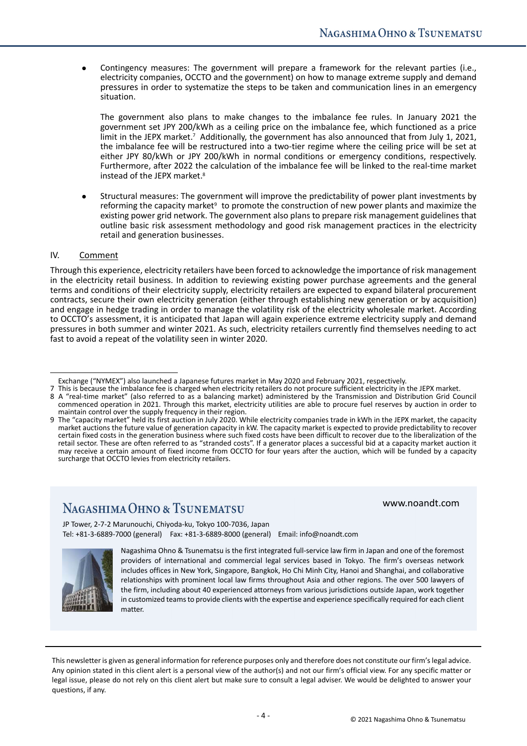- Contingency measures: The government will prepare a framework for the relevant parties (i.e., electricity companies, OCCTO and the government) on how to manage extreme supply and demand pressures in order to systematize the steps to be taken and communication lines in an emergency situation.

  The government also plans to make changes to the imbalance fee rules. In January 2021 the government set JPY 200/kWh as a ceiling price on the imbalance fee, which functioned as a price limit in the JEPX market.[7] Additionally, the government has also announced that from July 1, 2021, the imbalance fee will be restructured into a two-tier regime where the ceiling price will be set at either JPY 80/kWh or JPY 200/kWh in normal conditions or emergency conditions, respectively. Furthermore, after 2022 the calculation of the imbalance fee will be linked to the real-time market instead of the JEPX market.[8]

- Structural measures: The government will improve the predictability of power plant investments by reforming the capacity market[9] to promote the construction of new power plants and maximize the existing power grid network. The government also plans to prepare risk management guidelines that outline basic risk assessment methodology and good risk management practices in the electricity retail and generation businesses.

## IV. Comment

Through this experience, electricity retailers have been forced to acknowledge the importance of risk management in the electricity retail business. In addition to reviewing existing power purchase agreements and the general terms and conditions of their electricity supply, electricity retailers are expected to expand bilateral procurement contracts, secure their own electricity generation (either through establishing new generation or by acquisition) and engage in hedge trading in order to manage the volatility risk of the electricity wholesale market. According to OCCTO's assessment, it is anticipated that Japan will again experience extreme electricity supply and demand pressures in both summer and winter 2021. As such, electricity retailers currently find themselves needing to act fast to avoid a repeat of the volatility seen in winter 2020.

---

Exchange ("NYMEX") also launched a Japanese futures market in May 2020 and February 2021, respectively.

7 This is because the imbalance fee is charged when electricity retailers do not procure sufficient electricity in the JEPX market.

8 A "real-time market" (also referred to as a balancing market) administered by the Transmission and Distribution Grid Council commenced operation in 2021. Through this market, electricity utilities are able to procure fuel reserves by auction in order to maintain control over the supply frequency in their region.

9 The "capacity market" held its first auction in July 2020. While electricity companies trade in kWh in the JEPX market, the capacity market auctions the future value of generation capacity in kW. The capacity market is expected to provide predictability to recover certain fixed costs in the generation business where such fixed costs have been difficult to recover due to the liberalization of the retail sector. These are often referred to as "stranded costs". If a generator places a successful bid at a capacity market auction it may receive a certain amount of fixed income from OCCTO for four years after the auction, which will be funded by a capacity surcharge that OCCTO levies from electricity retailers.

---

**NAGASHIMA OHNO & TSUNEMATSU**

www.noandt.com

JP Tower, 2-7-2 Marunouchi, Chiyoda-ku, Tokyo 100-7036, Japan
Tel: +81-3-6889-7000 (general) Fax: +81-3-6889-8000 (general) Email: info@noandt.com

Nagashima Ohno & Tsunematsu is the first integrated full-service law firm in Japan and one of the foremost providers of international and commercial legal services based in Tokyo. The firm's overseas network includes offices in New York, Singapore, Bangkok, Ho Chi Minh City, Hanoi and Shanghai, and collaborative relationships with prominent local law firms throughout Asia and other regions. The over 500 lawyers of the firm, including about 40 experienced attorneys from various jurisdictions outside Japan, work together in customized teams to provide clients with the expertise and experience specifically required for each client matter.

---

This newsletter is given as general information for reference purposes only and therefore does not constitute our firm's legal advice. Any opinion stated in this client alert is a personal view of the author(s) and not our firm's official view. For any specific matter or legal issue, please do not rely on this client alert but make sure to consult a legal adviser. We would be delighted to answer your questions, if any.

© 2021 Nagashima Ohno & Tsunematsu